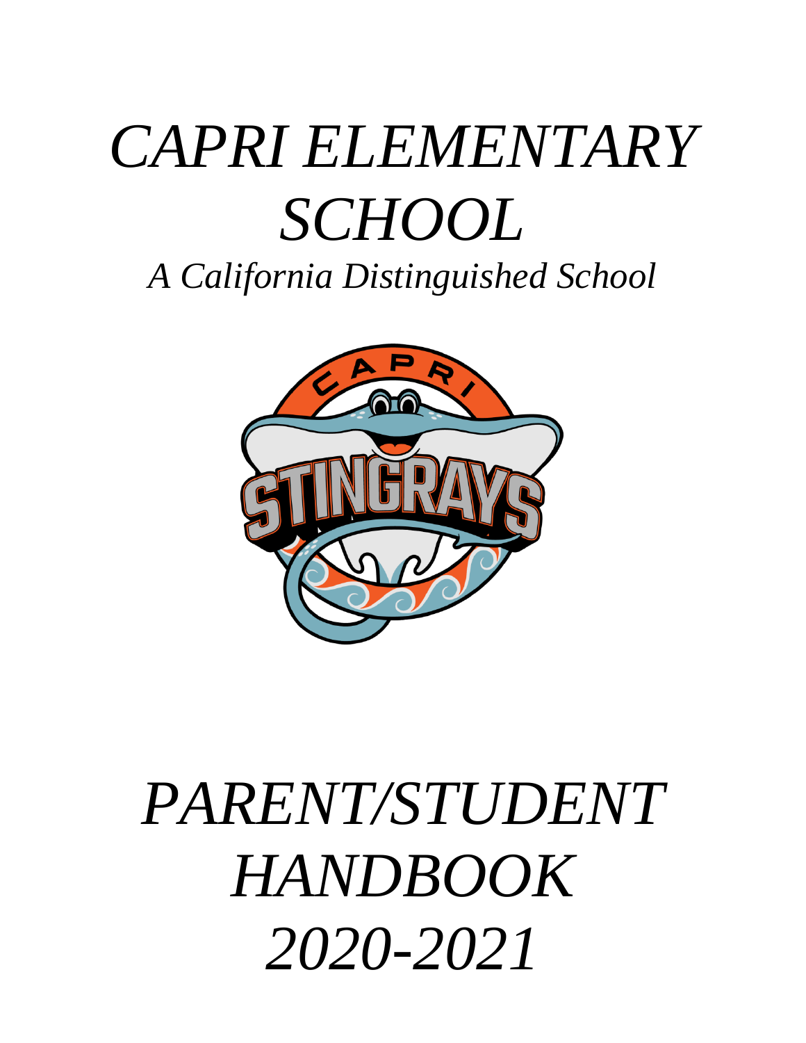# *CAPRI ELEMENTARY SCHOOL*

*A California Distinguished School*

# *PARENT/STUDENT HANDBOOK*

# *2020-2021*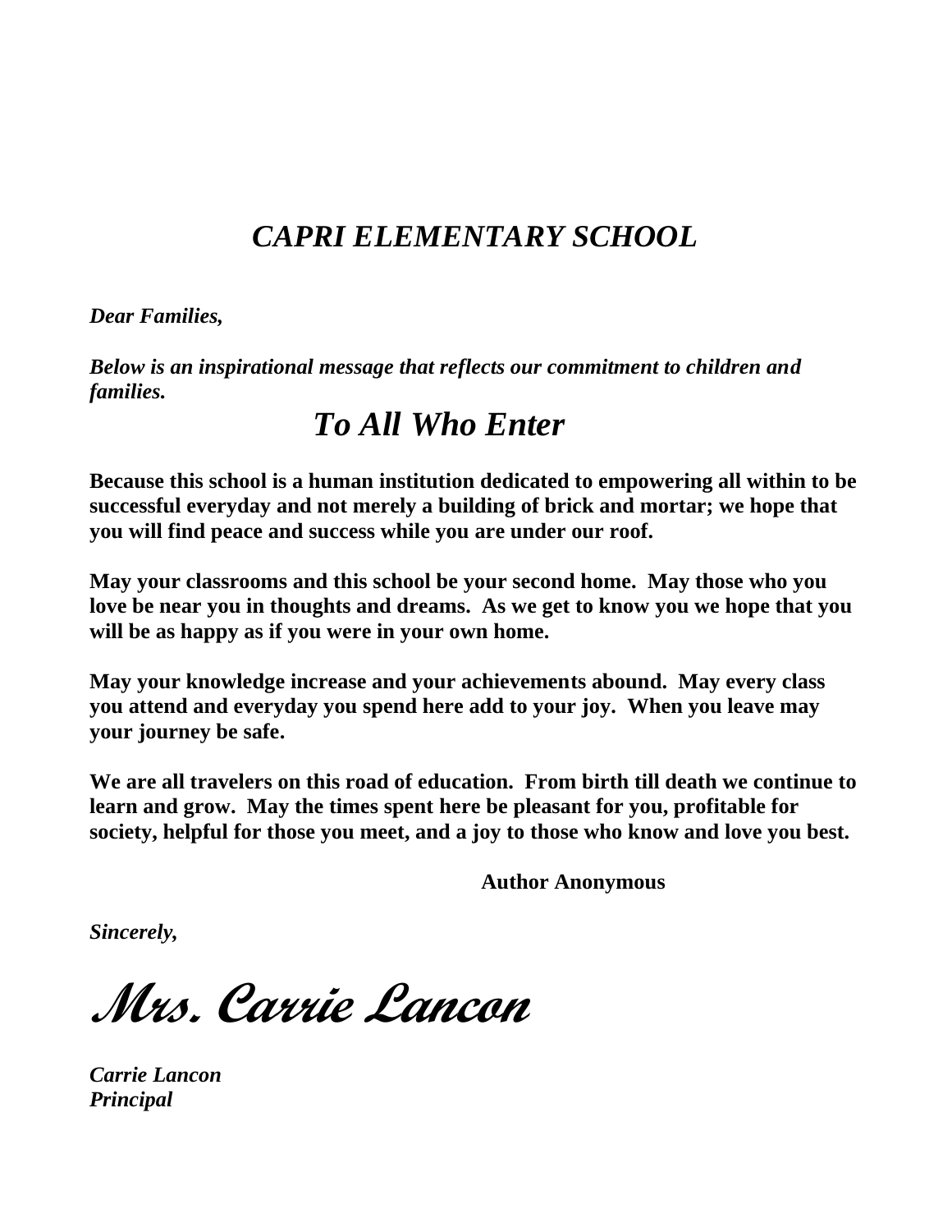# *CAPRI ELEMENTARY SCHOOL*

***Dear Families,***

***Below is an inspirational message that reflects our commitment to children and families.***

## *To All Who Enter*

**Because this school is a human institution dedicated to empowering all within to be successful everyday and not merely a building of brick and mortar; we hope that you will find peace and success while you are under our roof.**

**May your classrooms and this school be your second home. May those who you love be near you in thoughts and dreams. As we get to know you we hope that you will be as happy as if you were in your own home.**

**May your knowledge increase and your achievements abound. May every class you attend and everyday you spend here add to your joy. When you leave may your journey be safe.**

**We are all travelers on this road of education. From birth till death we continue to learn and grow. May the times spent here be pleasant for you, profitable for society, helpful for those you meet, and a joy to those who know and love you best.**

**Author Anonymous**

***Sincerely,***

***Mrs. Carrie Lancon***

***Carrie Lancon***
***Principal***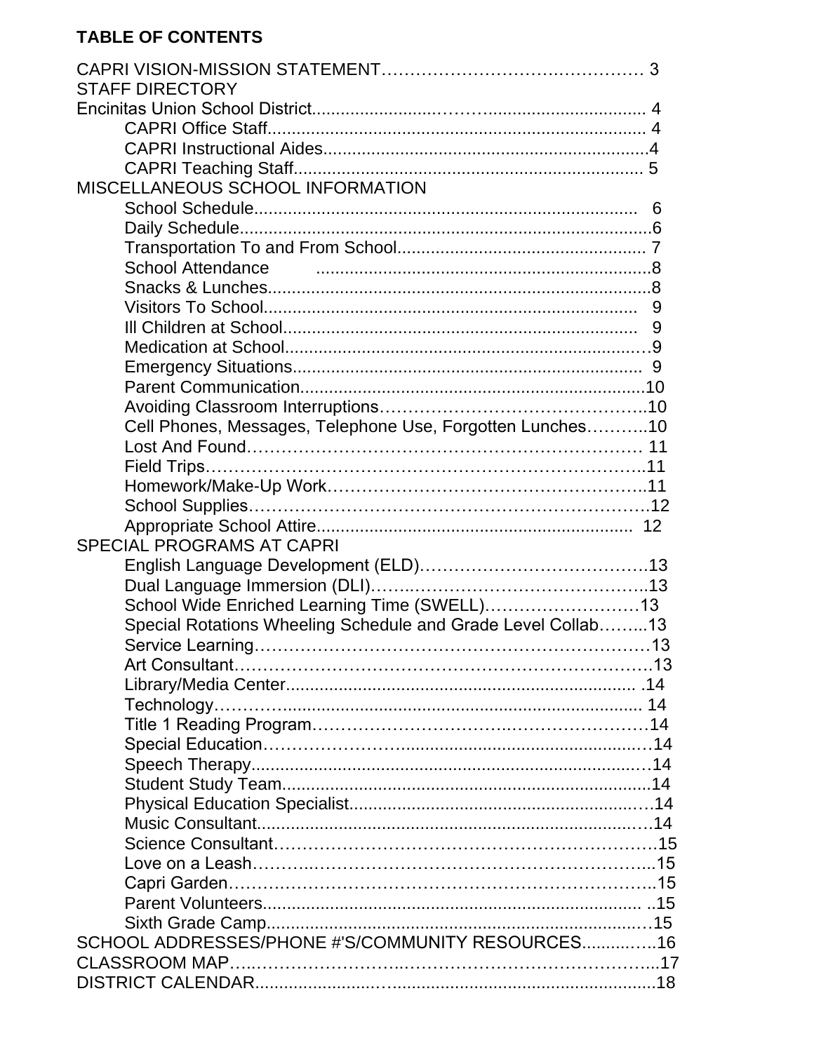# TABLE OF CONTENTS

CAPRI VISION-MISSION STATEMENT………………………….…………… 3

STAFF DIRECTORY

Encinitas Union School District.....................….…….................................. 4

- CAPRI Office Staff............................................................................. 4
- CAPRI Instructional Aides...................................................................4
- CAPRI Teaching Staff........................................................................ 5

MISCELLANEOUS SCHOOL INFORMATION

- School Schedule................................................................................ 6
- Daily Schedule......................................................................................6
- Transportation To and From School.................................................... 7
- School Attendance .....................................................................8
- Snacks & Lunches...............................................................................8
- Visitors To School............................................................................. 9
- Ill Children at School......................................................................... 9
- Medication at School..........................................................................9
- Emergency Situations........................................................................ 9
- Parent Communication.......................................................................10
- Avoiding Classroom Interruptions……………………………………..10
- Cell Phones, Messages, Telephone Use, Forgotten Lunches………..10
- Lost And Found…………………………………………………………… 11
- Field Trips…………………………………………………………………..11
- Homework/Make-Up Work………………………………………………..11
- School Supplies………………………………………………………….12
- Appropriate School Attire................................................................. 12

SPECIAL PROGRAMS AT CAPRI

- English Language Development (ELD)………………………………….13
- Dual Language Immersion (DLI)……..…………………………………..13
- School Wide Enriched Learning Time (SWELL)………………………13
- Special Rotations Wheeling Schedule and Grade Level Collab……...13
- Service Learning…………………………………………………………13
- Art Consultant……………………………………………………………13
- Library/Media Center......................................................................... .14
- Technology………........................................................................ 14
- Title 1 Reading Program…………………………….…………………14
- Special Education…………………...............................................…14
- Speech Therapy...............................................................................…14
- Student Study Team..........................................................................14
- Physical Education Specialist.........................................................…14
- Music Consultant..............................................................................…14
- Science Consultant………………………………………………………15
- Love on a Leash………..……………………………………………...15
- Capri Garden……………………………………………………………..15
- Parent Volunteers............................................................................. ..15
- Sixth Grade Camp..............................................................................…15

SCHOOL ADDRESSES/PHONE #'S/COMMUNITY RESOURCES.............16

CLASSROOM MAP…..……………………..…………………………………..17

DISTRICT CALENDAR...................…..................................................18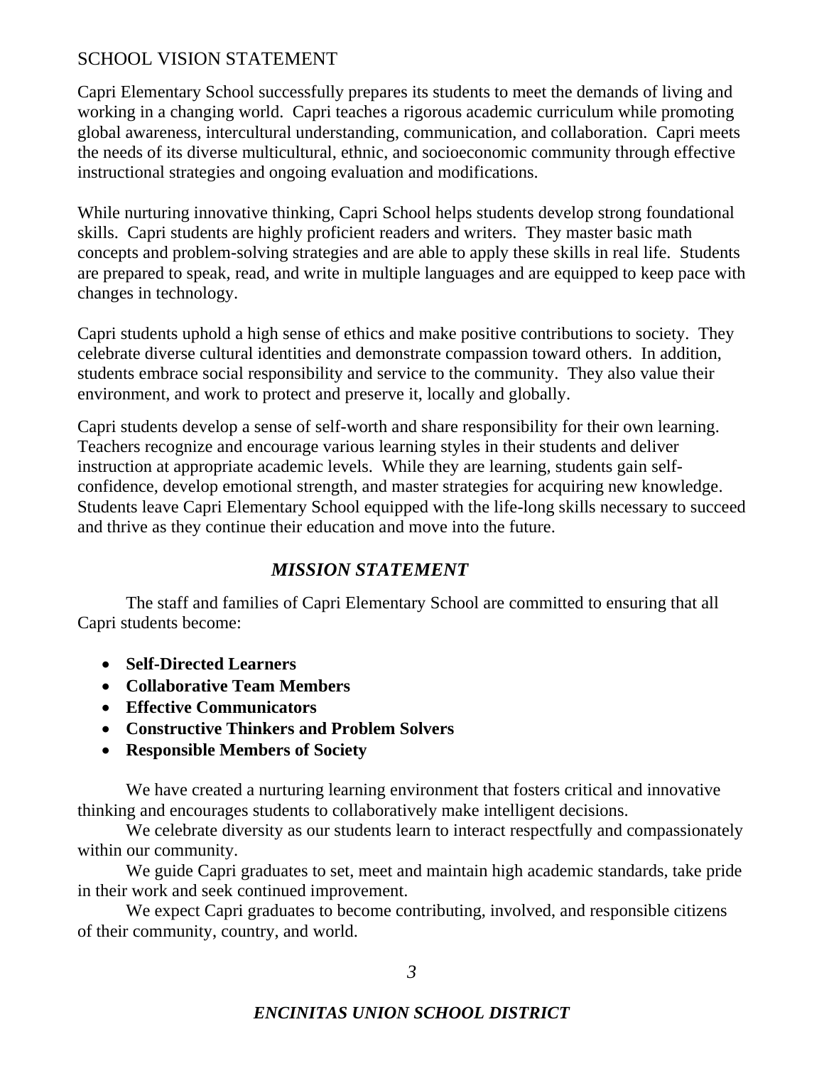## SCHOOL VISION STATEMENT

Capri Elementary School successfully prepares its students to meet the demands of living and working in a changing world. Capri teaches a rigorous academic curriculum while promoting global awareness, intercultural understanding, communication, and collaboration. Capri meets the needs of its diverse multicultural, ethnic, and socioeconomic community through effective instructional strategies and ongoing evaluation and modifications.

While nurturing innovative thinking, Capri School helps students develop strong foundational skills. Capri students are highly proficient readers and writers. They master basic math concepts and problem-solving strategies and are able to apply these skills in real life. Students are prepared to speak, read, and write in multiple languages and are equipped to keep pace with changes in technology.

Capri students uphold a high sense of ethics and make positive contributions to society. They celebrate diverse cultural identities and demonstrate compassion toward others. In addition, students embrace social responsibility and service to the community. They also value their environment, and work to protect and preserve it, locally and globally.

Capri students develop a sense of self-worth and share responsibility for their own learning. Teachers recognize and encourage various learning styles in their students and deliver instruction at appropriate academic levels. While they are learning, students gain self-confidence, develop emotional strength, and master strategies for acquiring new knowledge. Students leave Capri Elementary School equipped with the life-long skills necessary to succeed and thrive as they continue their education and move into the future.

## *MISSION STATEMENT*

The staff and families of Capri Elementary School are committed to ensuring that all Capri students become:

- **Self-Directed Learners**
- **Collaborative Team Members**
- **Effective Communicators**
- **Constructive Thinkers and Problem Solvers**
- **Responsible Members of Society**

We have created a nurturing learning environment that fosters critical and innovative thinking and encourages students to collaboratively make intelligent decisions.

We celebrate diversity as our students learn to interact respectfully and compassionately within our community.

We guide Capri graduates to set, meet and maintain high academic standards, take pride in their work and seek continued improvement.

We expect Capri graduates to become contributing, involved, and responsible citizens of their community, country, and world.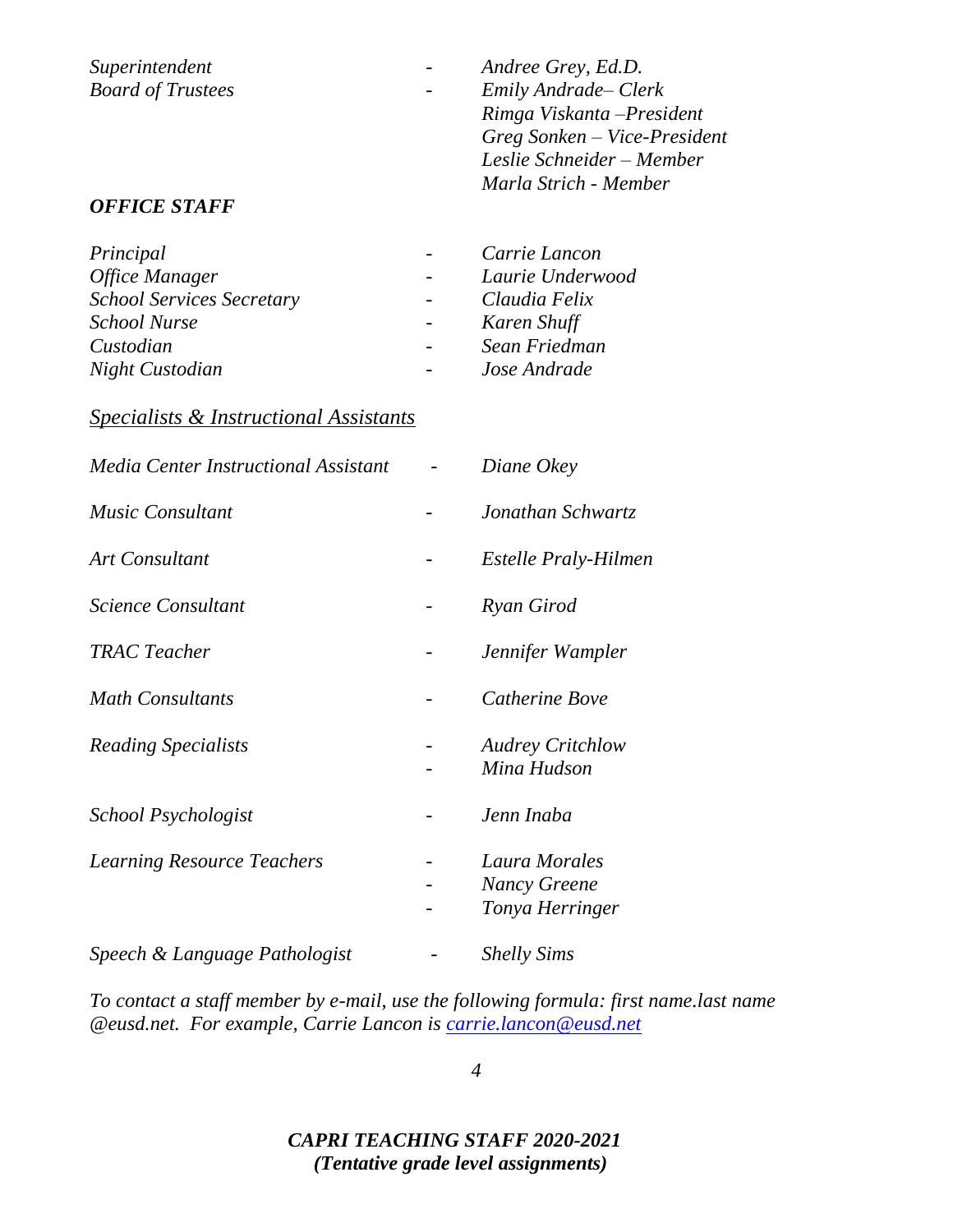| | | |
|---|---|---|
| *Superintendent* | - | *Andree Grey, Ed.D.* |
| *Board of Trustees* | - | *Emily Andrade– Clerk* |
| | | *Rimga Viskanta –President* |
| | | *Greg Sonken – Vice-President* |
| | | *Leslie Schneider – Member* |
| | | *Marla Strich - Member* |

***OFFICE STAFF***

| | | |
|---|---|---|
| *Principal* | - | *Carrie Lancon* |
| *Office Manager* | - | *Laurie Underwood* |
| *School Services Secretary* | - | *Claudia Felix* |
| *School Nurse* | - | *Karen Shuff* |
| *Custodian* | - | *Sean Friedman* |
| *Night Custodian* | - | *Jose Andrade* |

*Specialists & Instructional Assistants*

| | | |
|---|---|---|
| *Media Center Instructional Assistant* | - | *Diane Okey* |
| *Music Consultant* | - | *Jonathan Schwartz* |
| *Art Consultant* | - | *Estelle Praly-Hilmen* |
| *Science Consultant* | - | *Ryan Girod* |
| *TRAC Teacher* | - | *Jennifer Wampler* |
| *Math Consultants* | - | *Catherine Bove* |
| *Reading Specialists* | - | *Audrey Critchlow* |
| | - | *Mina Hudson* |
| *School Psychologist* | - | *Jenn Inaba* |
| *Learning Resource Teachers* | - | *Laura Morales* |
| | - | *Nancy Greene* |
| | - | *Tonya Herringer* |
| *Speech & Language Pathologist* | - | *Shelly Sims* |

*To contact a staff member by e-mail, use the following formula: first name.last name @eusd.net. For example, Carrie Lancon is [carrie.lancon@eusd.net](mailto:carrie.lancon@eusd.net)*

***CAPRI TEACHING STAFF 2020-2021***
***(Tentative grade level assignments)***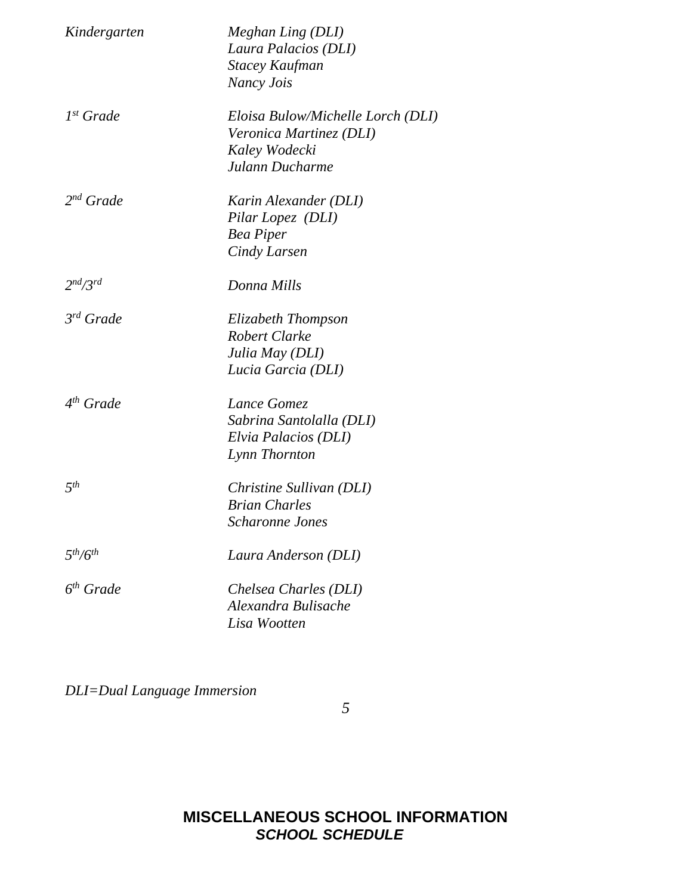| | |
|---|---|
| *Kindergarten* | *Meghan Ling (DLI)*<br>*Laura Palacios (DLI)*<br>*Stacey Kaufman*<br>*Nancy Jois* |
| *1st Grade* | *Eloisa Bulow/Michelle Lorch (DLI)*<br>*Veronica Martinez (DLI)*<br>*Kaley Wodecki*<br>*Julann Ducharme* |
| *2nd Grade* | *Karin Alexander (DLI)*<br>*Pilar Lopez (DLI)*<br>*Bea Piper*<br>*Cindy Larsen* |
| *2nd/3rd* | *Donna Mills* |
| *3rd Grade* | *Elizabeth Thompson*<br>*Robert Clarke*<br>*Julia May (DLI)*<br>*Lucia Garcia (DLI)* |
| *4th Grade* | *Lance Gomez*<br>*Sabrina Santolalla (DLI)*<br>*Elvia Palacios (DLI)*<br>*Lynn Thornton* |
| *5th* | *Christine Sullivan (DLI)*<br>*Brian Charles*<br>*Scharonne Jones* |
| *5th/6th* | *Laura Anderson (DLI)* |
| *6th Grade* | *Chelsea Charles (DLI)*<br>*Alexandra Bulisache*<br>*Lisa Wootten* |

*DLI=Dual Language Immersion*

## MISCELLANEOUS SCHOOL INFORMATION

### *SCHOOL SCHEDULE*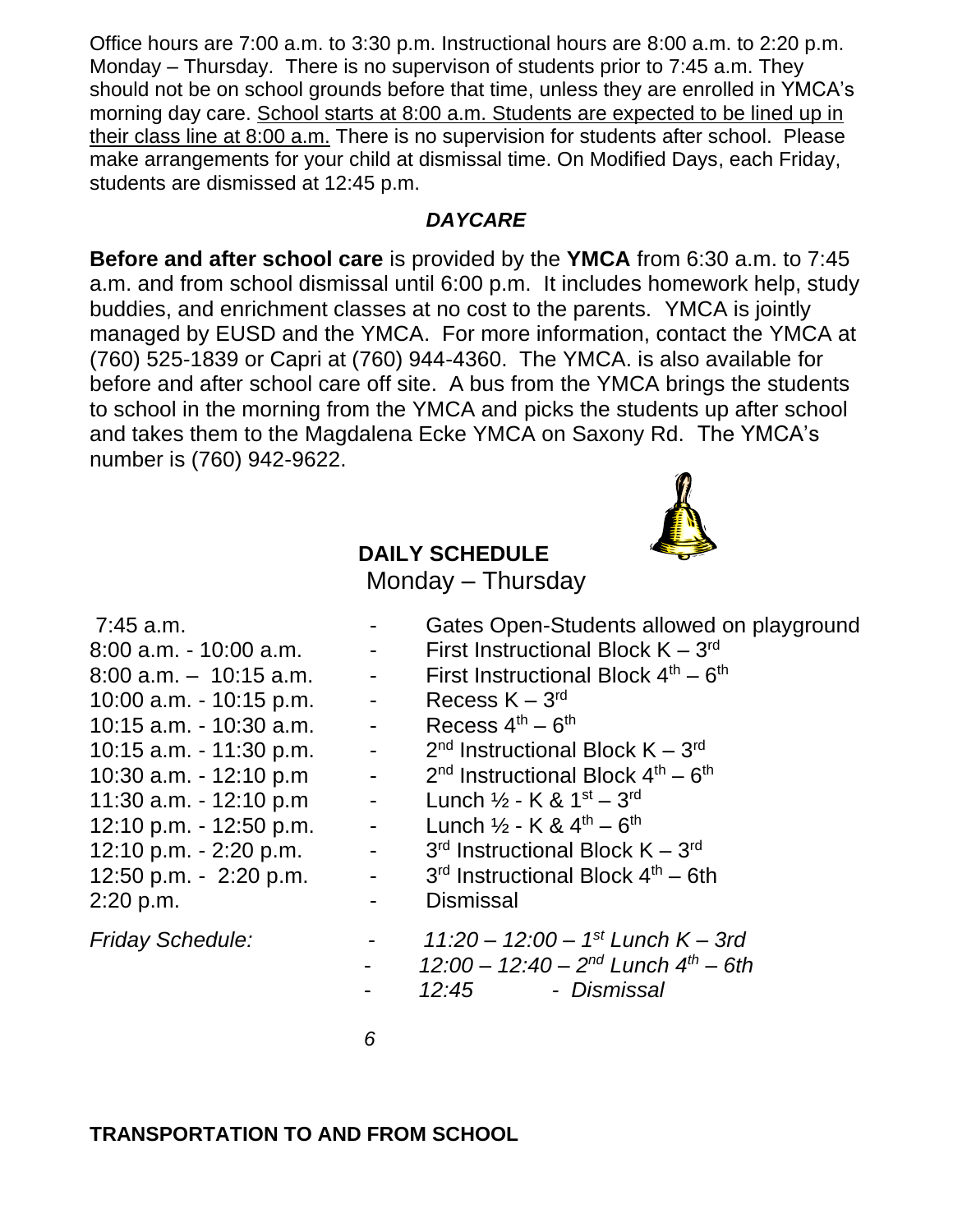Office hours are 7:00 a.m. to 3:30 p.m. Instructional hours are 8:00 a.m. to 2:20 p.m. Monday – Thursday. There is no supervison of students prior to 7:45 a.m. They should not be on school grounds before that time, unless they are enrolled in YMCA's morning day care. School starts at 8:00 a.m. Students are expected to be lined up in their class line at 8:00 a.m. There is no supervision for students after school. Please make arrangements for your child at dismissal time. On Modified Days, each Friday, students are dismissed at 12:45 p.m.

### *DAYCARE*

**Before and after school care** is provided by the **YMCA** from 6:30 a.m. to 7:45 a.m. and from school dismissal until 6:00 p.m. It includes homework help, study buddies, and enrichment classes at no cost to the parents. YMCA is jointly managed by EUSD and the YMCA. For more information, contact the YMCA at (760) 525-1839 or Capri at (760) 944-4360. The YMCA. is also available for before and after school care off site. A bus from the YMCA brings the students to school in the morning from the YMCA and picks the students up after school and takes them to the Magdalena Ecke YMCA on Saxony Rd. The YMCA's number is (760) 942-9622.

### DAILY SCHEDULE

Monday – Thursday

| | | |
|---|---|---|
| 7:45 a.m. | - | Gates Open-Students allowed on playground |
| 8:00 a.m. - 10:00 a.m. | - | First Instructional Block K – 3rd |
| 8:00 a.m. – 10:15 a.m. | - | First Instructional Block 4th – 6th |
| 10:00 a.m. - 10:15 p.m. | - | Recess K – 3rd |
| 10:15 a.m. - 10:30 a.m. | - | Recess 4th – 6th |
| 10:15 a.m. - 11:30 p.m. | - | 2nd Instructional Block K – 3rd |
| 10:30 a.m. - 12:10 p.m | - | 2nd Instructional Block 4th – 6th |
| 11:30 a.m. - 12:10 p.m | - | Lunch ½ - K & 1st – 3rd |
| 12:10 p.m. - 12:50 p.m. | - | Lunch ½ - K & 4th – 6th |
| 12:10 p.m. - 2:20 p.m. | - | 3rd Instructional Block K – 3rd |
| 12:50 p.m. - 2:20 p.m. | - | 3rd Instructional Block 4th – 6th |
| 2:20 p.m. | - | Dismissal |
| *Friday Schedule:* | - | *11:20 – 12:00 – 1st Lunch K – 3rd* |
| | - | *12:00 – 12:40 – 2nd Lunch 4th – 6th* |
| | - | *12:45 - Dismissal* |

**TRANSPORTATION TO AND FROM SCHOOL**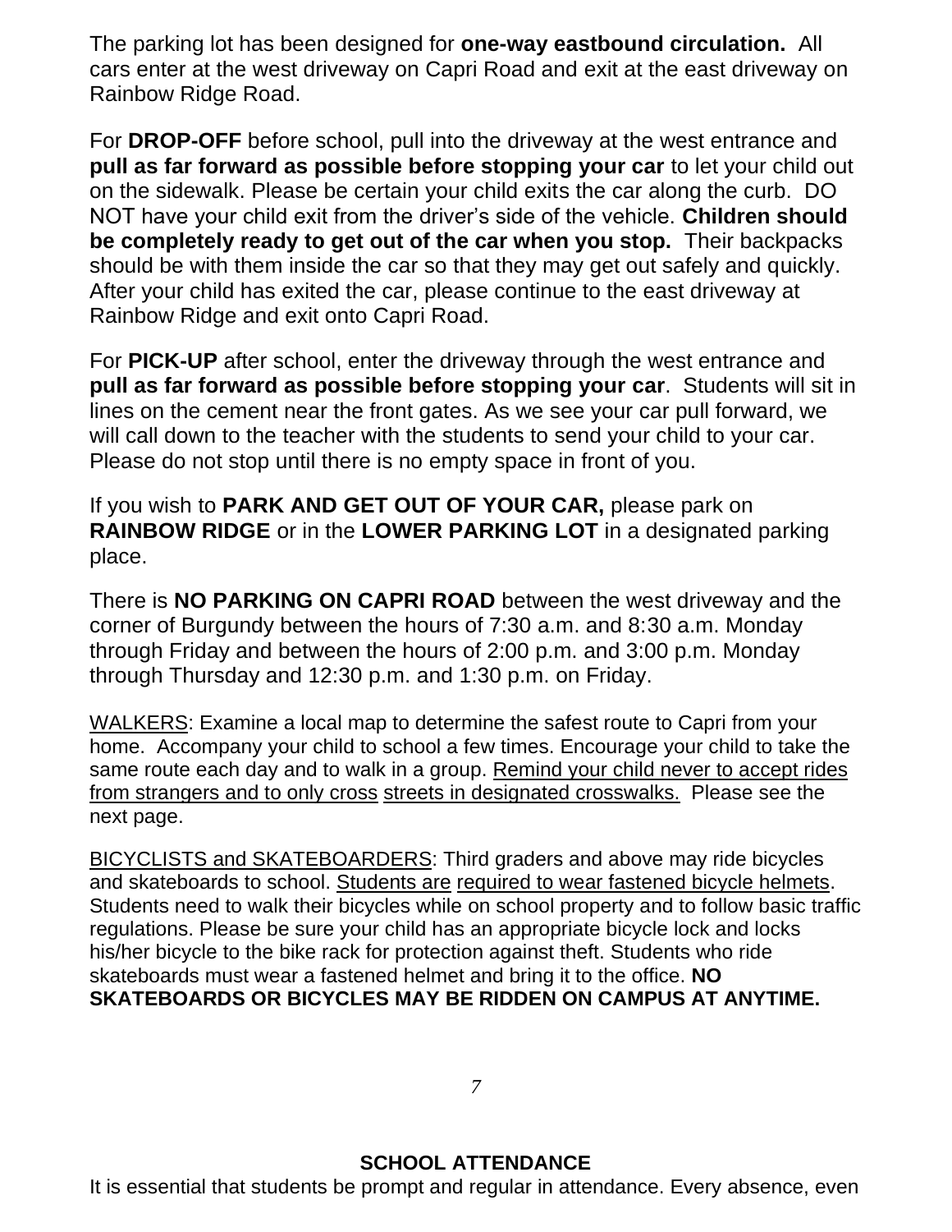The parking lot has been designed for **one-way eastbound circulation.** All cars enter at the west driveway on Capri Road and exit at the east driveway on Rainbow Ridge Road.

For **DROP-OFF** before school, pull into the driveway at the west entrance and **pull as far forward as possible before stopping your car** to let your child out on the sidewalk. Please be certain your child exits the car along the curb. DO NOT have your child exit from the driver's side of the vehicle. **Children should be completely ready to get out of the car when you stop.** Their backpacks should be with them inside the car so that they may get out safely and quickly. After your child has exited the car, please continue to the east driveway at Rainbow Ridge and exit onto Capri Road.

For **PICK-UP** after school, enter the driveway through the west entrance and **pull as far forward as possible before stopping your car**. Students will sit in lines on the cement near the front gates. As we see your car pull forward, we will call down to the teacher with the students to send your child to your car. Please do not stop until there is no empty space in front of you.

If you wish to **PARK AND GET OUT OF YOUR CAR,** please park on **RAINBOW RIDGE** or in the **LOWER PARKING LOT** in a designated parking place.

There is **NO PARKING ON CAPRI ROAD** between the west driveway and the corner of Burgundy between the hours of 7:30 a.m. and 8:30 a.m. Monday through Friday and between the hours of 2:00 p.m. and 3:00 p.m. Monday through Thursday and 12:30 p.m. and 1:30 p.m. on Friday.

<u>WALKERS</u>: Examine a local map to determine the safest route to Capri from your home. Accompany your child to school a few times. Encourage your child to take the same route each day and to walk in a group. <u>Remind your child never to accept rides from strangers and to only cross streets in designated crosswalks.</u> Please see the next page.

<u>BICYCLISTS and SKATEBOARDERS</u>: Third graders and above may ride bicycles and skateboards to school. <u>Students are required to wear fastened bicycle helmets</u>. Students need to walk their bicycles while on school property and to follow basic traffic regulations. Please be sure your child has an appropriate bicycle lock and locks his/her bicycle to the bike rack for protection against theft. Students who ride skateboards must wear a fastened helmet and bring it to the office. **NO SKATEBOARDS OR BICYCLES MAY BE RIDDEN ON CAMPUS AT ANYTIME.**

## SCHOOL ATTENDANCE

It is essential that students be prompt and regular in attendance. Every absence, even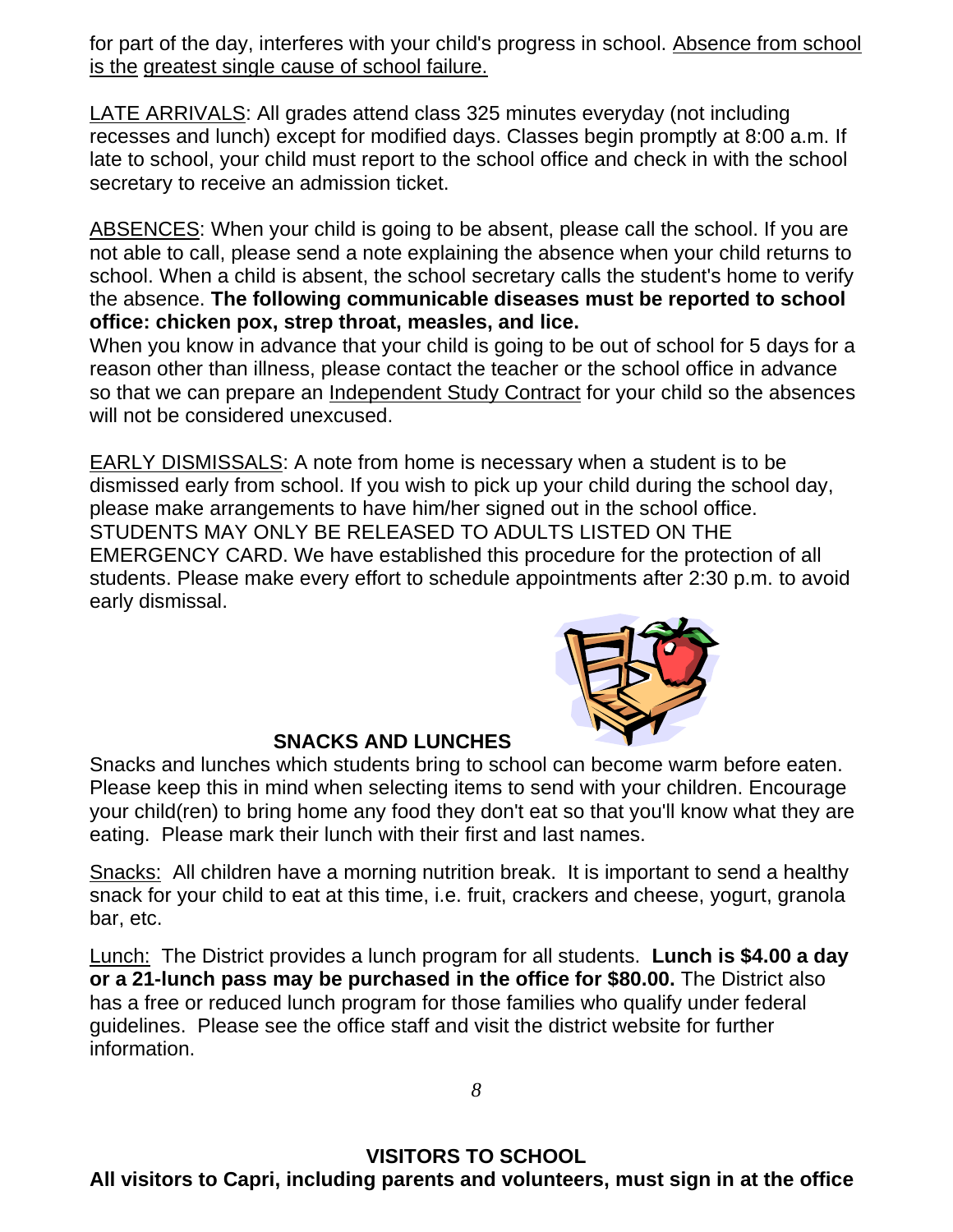for part of the day, interferes with your child's progress in school. Absence from school is the greatest single cause of school failure.

LATE ARRIVALS: All grades attend class 325 minutes everyday (not including recesses and lunch) except for modified days. Classes begin promptly at 8:00 a.m. If late to school, your child must report to the school office and check in with the school secretary to receive an admission ticket.

ABSENCES: When your child is going to be absent, please call the school. If you are not able to call, please send a note explaining the absence when your child returns to school. When a child is absent, the school secretary calls the student's home to verify the absence. **The following communicable diseases must be reported to school office: chicken pox, strep throat, measles, and lice.**
When you know in advance that your child is going to be out of school for 5 days for a reason other than illness, please contact the teacher or the school office in advance so that we can prepare an Independent Study Contract for your child so the absences will not be considered unexcused.

EARLY DISMISSALS: A note from home is necessary when a student is to be dismissed early from school. If you wish to pick up your child during the school day, please make arrangements to have him/her signed out in the school office. STUDENTS MAY ONLY BE RELEASED TO ADULTS LISTED ON THE EMERGENCY CARD. We have established this procedure for the protection of all students. Please make every effort to schedule appointments after 2:30 p.m. to avoid early dismissal.

## SNACKS AND LUNCHES

Snacks and lunches which students bring to school can become warm before eaten. Please keep this in mind when selecting items to send with your children. Encourage your child(ren) to bring home any food they don't eat so that you'll know what they are eating. Please mark their lunch with their first and last names.

Snacks: All children have a morning nutrition break. It is important to send a healthy snack for your child to eat at this time, i.e. fruit, crackers and cheese, yogurt, granola bar, etc.

Lunch: The District provides a lunch program for all students. **Lunch is $4.00 a day or a 21-lunch pass may be purchased in the office for $80.00.** The District also has a free or reduced lunch program for those families who qualify under federal guidelines. Please see the office staff and visit the district website for further information.

## VISITORS TO SCHOOL

**All visitors to Capri, including parents and volunteers, must sign in at the office**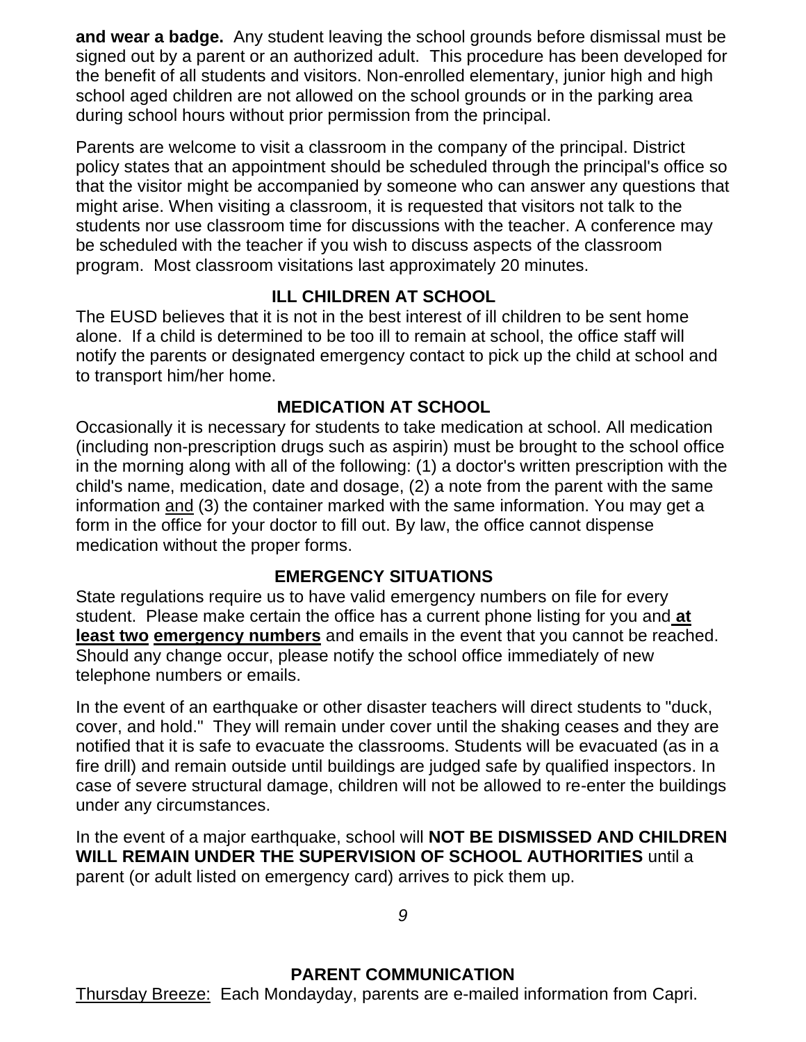**and wear a badge.** Any student leaving the school grounds before dismissal must be signed out by a parent or an authorized adult. This procedure has been developed for the benefit of all students and visitors. Non-enrolled elementary, junior high and high school aged children are not allowed on the school grounds or in the parking area during school hours without prior permission from the principal.

Parents are welcome to visit a classroom in the company of the principal. District policy states that an appointment should be scheduled through the principal's office so that the visitor might be accompanied by someone who can answer any questions that might arise. When visiting a classroom, it is requested that visitors not talk to the students nor use classroom time for discussions with the teacher. A conference may be scheduled with the teacher if you wish to discuss aspects of the classroom program. Most classroom visitations last approximately 20 minutes.

## ILL CHILDREN AT SCHOOL

The EUSD believes that it is not in the best interest of ill children to be sent home alone. If a child is determined to be too ill to remain at school, the office staff will notify the parents or designated emergency contact to pick up the child at school and to transport him/her home.

## MEDICATION AT SCHOOL

Occasionally it is necessary for students to take medication at school. All medication (including non-prescription drugs such as aspirin) must be brought to the school office in the morning along with all of the following: (1) a doctor's written prescription with the child's name, medication, date and dosage, (2) a note from the parent with the same information and (3) the container marked with the same information. You may get a form in the office for your doctor to fill out. By law, the office cannot dispense medication without the proper forms.

## EMERGENCY SITUATIONS

State regulations require us to have valid emergency numbers on file for every student. Please make certain the office has a current phone listing for you and **at least two emergency numbers** and emails in the event that you cannot be reached. Should any change occur, please notify the school office immediately of new telephone numbers or emails.

In the event of an earthquake or other disaster teachers will direct students to "duck, cover, and hold." They will remain under cover until the shaking ceases and they are notified that it is safe to evacuate the classrooms. Students will be evacuated (as in a fire drill) and remain outside until buildings are judged safe by qualified inspectors. In case of severe structural damage, children will not be allowed to re-enter the buildings under any circumstances.

In the event of a major earthquake, school will **NOT BE DISMISSED AND CHILDREN WILL REMAIN UNDER THE SUPERVISION OF SCHOOL AUTHORITIES** until a parent (or adult listed on emergency card) arrives to pick them up.

## PARENT COMMUNICATION

Thursday Breeze: Each Mondayday, parents are e-mailed information from Capri.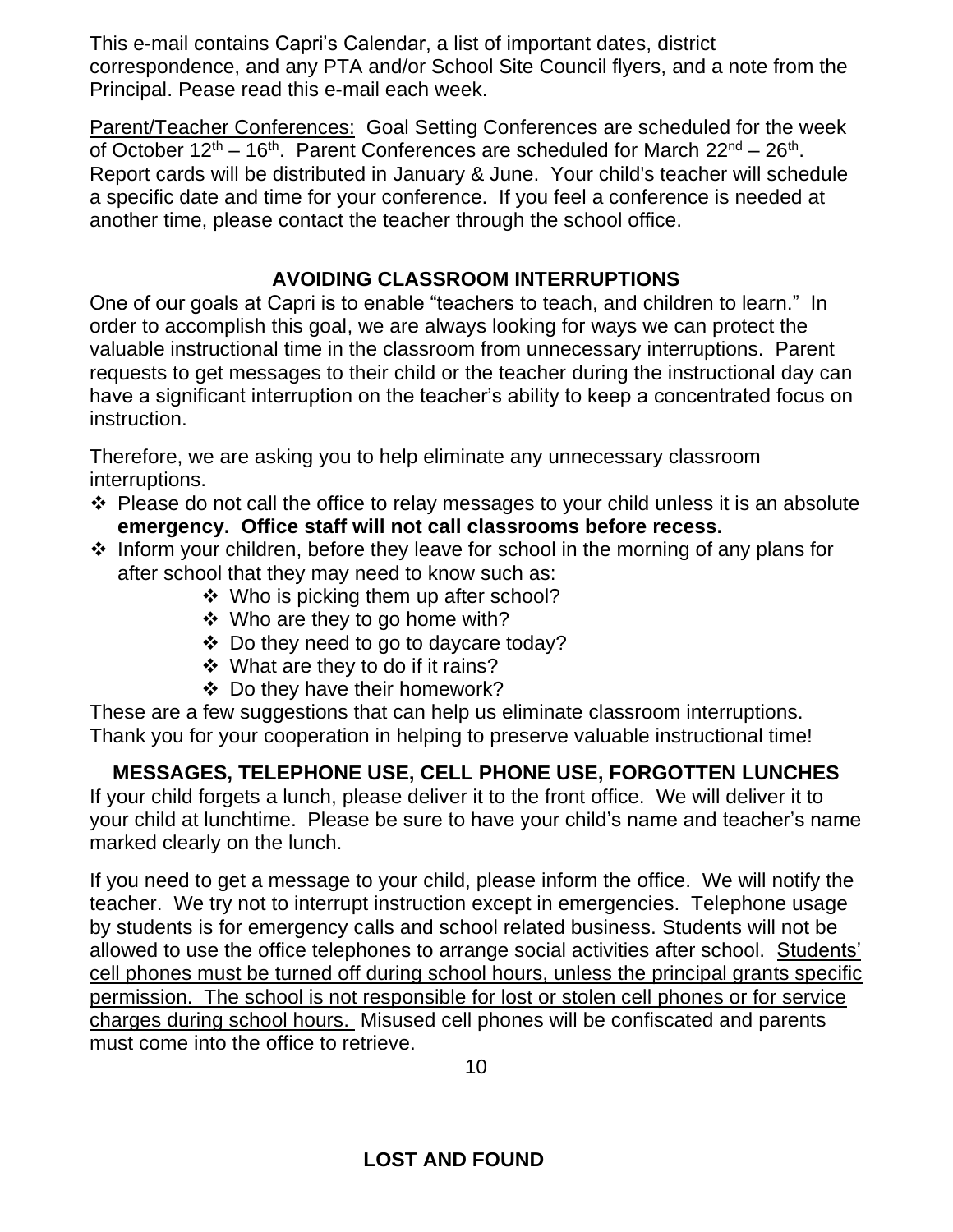This e-mail contains Capri's Calendar, a list of important dates, district correspondence, and any PTA and/or School Site Council flyers, and a note from the Principal. Pease read this e-mail each week.

Parent/Teacher Conferences: Goal Setting Conferences are scheduled for the week of October 12th – 16th. Parent Conferences are scheduled for March 22nd – 26th. Report cards will be distributed in January & June. Your child's teacher will schedule a specific date and time for your conference. If you feel a conference is needed at another time, please contact the teacher through the school office.

## AVOIDING CLASSROOM INTERRUPTIONS

One of our goals at Capri is to enable "teachers to teach, and children to learn." In order to accomplish this goal, we are always looking for ways we can protect the valuable instructional time in the classroom from unnecessary interruptions. Parent requests to get messages to their child or the teacher during the instructional day can have a significant interruption on the teacher's ability to keep a concentrated focus on instruction.

Therefore, we are asking you to help eliminate any unnecessary classroom interruptions.

- Please do not call the office to relay messages to your child unless it is an absolute **emergency. Office staff will not call classrooms before recess.**
- Inform your children, before they leave for school in the morning of any plans for after school that they may need to know such as:
  - Who is picking them up after school?
  - Who are they to go home with?
  - Do they need to go to daycare today?
  - What are they to do if it rains?
  - Do they have their homework?

These are a few suggestions that can help us eliminate classroom interruptions. Thank you for your cooperation in helping to preserve valuable instructional time!

## MESSAGES, TELEPHONE USE, CELL PHONE USE, FORGOTTEN LUNCHES

If your child forgets a lunch, please deliver it to the front office. We will deliver it to your child at lunchtime. Please be sure to have your child's name and teacher's name marked clearly on the lunch.

If you need to get a message to your child, please inform the office. We will notify the teacher. We try not to interrupt instruction except in emergencies. Telephone usage by students is for emergency calls and school related business. Students will not be allowed to use the office telephones to arrange social activities after school. Students' cell phones must be turned off during school hours, unless the principal grants specific permission. The school is not responsible for lost or stolen cell phones or for service charges during school hours. Misused cell phones will be confiscated and parents must come into the office to retrieve.

## LOST AND FOUND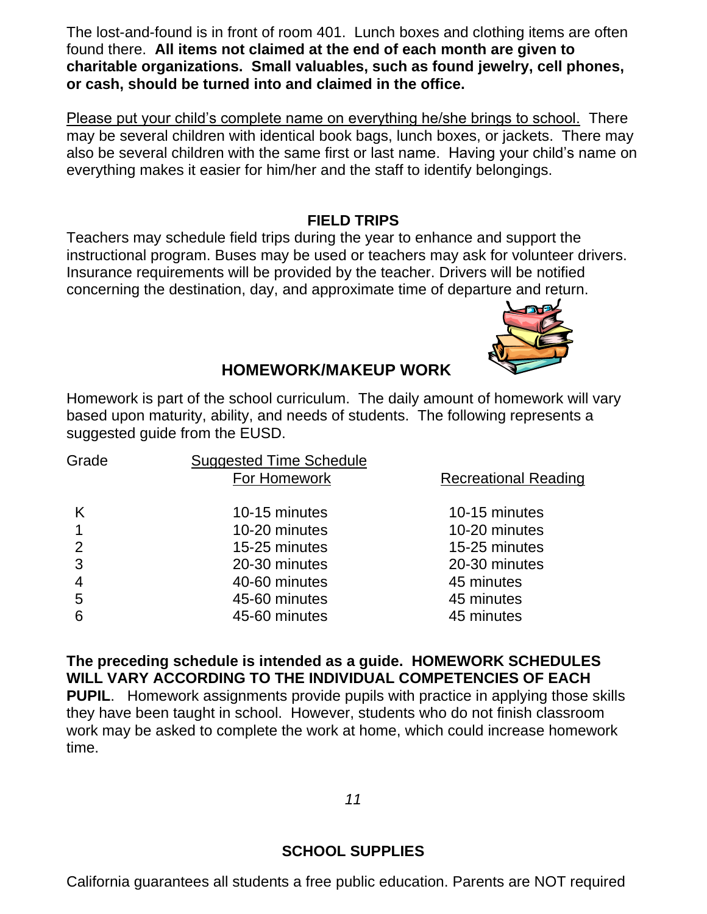The lost-and-found is in front of room 401. Lunch boxes and clothing items are often found there. **All items not claimed at the end of each month are given to charitable organizations. Small valuables, such as found jewelry, cell phones, or cash, should be turned into and claimed in the office.**

Please put your child's complete name on everything he/she brings to school. There may be several children with identical book bags, lunch boxes, or jackets. There may also be several children with the same first or last name. Having your child's name on everything makes it easier for him/her and the staff to identify belongings.

## FIELD TRIPS

Teachers may schedule field trips during the year to enhance and support the instructional program. Buses may be used or teachers may ask for volunteer drivers. Insurance requirements will be provided by the teacher. Drivers will be notified concerning the destination, day, and approximate time of departure and return.

## HOMEWORK/MAKEUP WORK

Homework is part of the school curriculum. The daily amount of homework will vary based upon maturity, ability, and needs of students. The following represents a suggested guide from the EUSD.

| Grade | Suggested Time Schedule For Homework | Recreational Reading |
|---|---|---|
| K | 10-15 minutes | 10-15 minutes |
| 1 | 10-20 minutes | 10-20 minutes |
| 2 | 15-25 minutes | 15-25 minutes |
| 3 | 20-30 minutes | 20-30 minutes |
| 4 | 40-60 minutes | 45 minutes |
| 5 | 45-60 minutes | 45 minutes |
| 6 | 45-60 minutes | 45 minutes |

**The preceding schedule is intended as a guide. HOMEWORK SCHEDULES WILL VARY ACCORDING TO THE INDIVIDUAL COMPETENCIES OF EACH PUPIL**. Homework assignments provide pupils with practice in applying those skills they have been taught in school. However, students who do not finish classroom work may be asked to complete the work at home, which could increase homework time.

## SCHOOL SUPPLIES

California guarantees all students a free public education. Parents are NOT required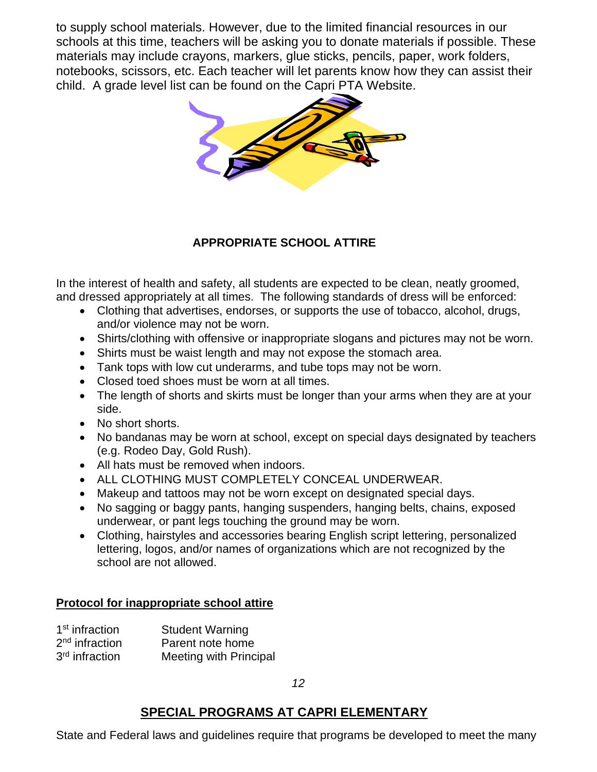to supply school materials. However, due to the limited financial resources in our schools at this time, teachers will be asking you to donate materials if possible. These materials may include crayons, markers, glue sticks, pencils, paper, work folders, notebooks, scissors, etc. Each teacher will let parents know how they can assist their child. A grade level list can be found on the Capri PTA Website.

## APPROPRIATE SCHOOL ATTIRE

In the interest of health and safety, all students are expected to be clean, neatly groomed, and dressed appropriately at all times. The following standards of dress will be enforced:

- Clothing that advertises, endorses, or supports the use of tobacco, alcohol, drugs, and/or violence may not be worn.
- Shirts/clothing with offensive or inappropriate slogans and pictures may not be worn.
- Shirts must be waist length and may not expose the stomach area.
- Tank tops with low cut underarms, and tube tops may not be worn.
- Closed toed shoes must be worn at all times.
- The length of shorts and skirts must be longer than your arms when they are at your side.
- No short shorts.
- No bandanas may be worn at school, except on special days designated by teachers (e.g. Rodeo Day, Gold Rush).
- All hats must be removed when indoors.
- ALL CLOTHING MUST COMPLETELY CONCEAL UNDERWEAR.
- Makeup and tattoos may not be worn except on designated special days.
- No sagging or baggy pants, hanging suspenders, hanging belts, chains, exposed underwear, or pant legs touching the ground may be worn.
- Clothing, hairstyles and accessories bearing English script lettering, personalized lettering, logos, and/or names of organizations which are not recognized by the school are not allowed.

**Protocol for inappropriate school attire**

| | |
|---|---|
| 1st infraction | Student Warning |
| 2nd infraction | Parent note home |
| 3rd infraction | Meeting with Principal |

## SPECIAL PROGRAMS AT CAPRI ELEMENTARY

State and Federal laws and guidelines require that programs be developed to meet the many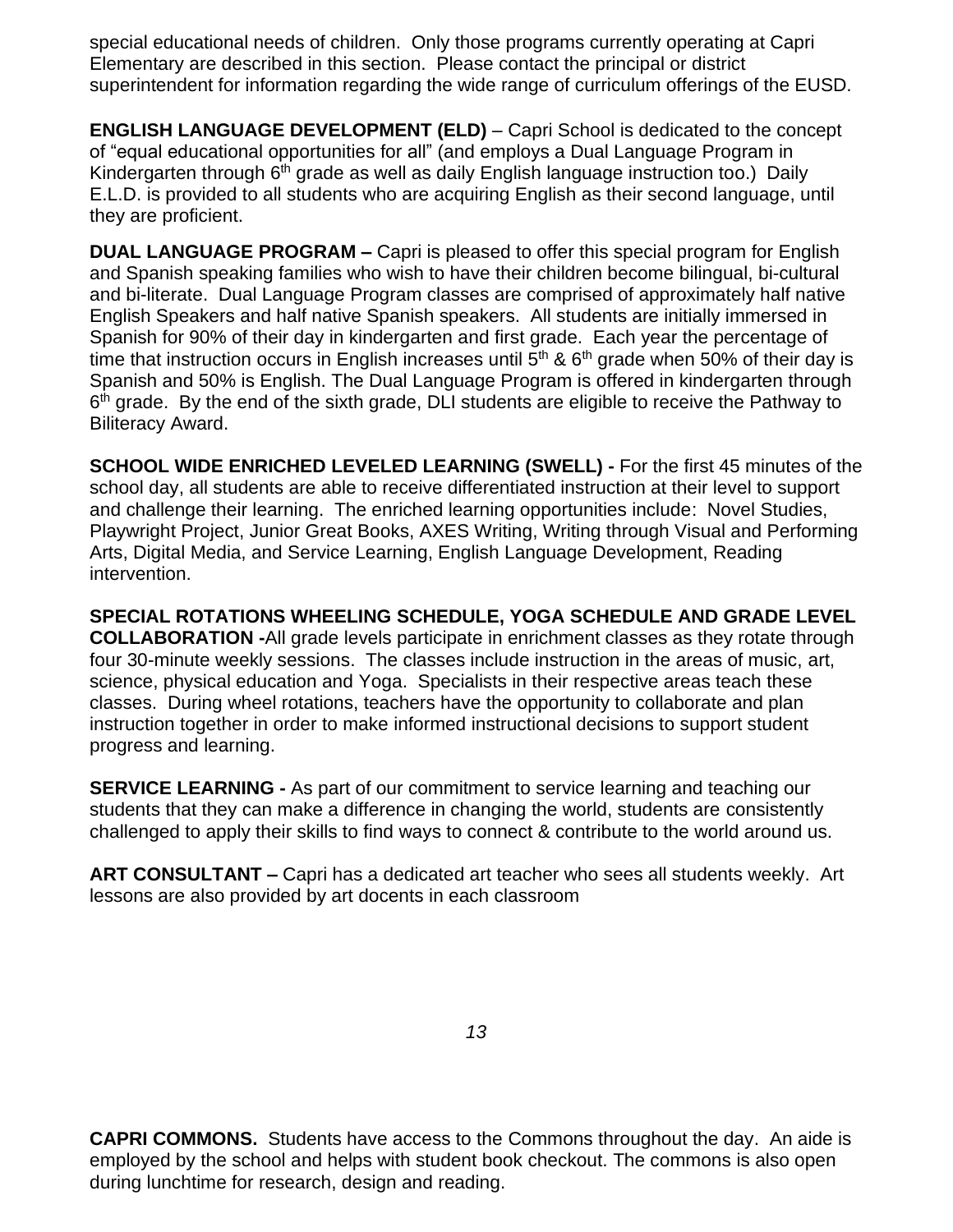special educational needs of children. Only those programs currently operating at Capri Elementary are described in this section. Please contact the principal or district superintendent for information regarding the wide range of curriculum offerings of the EUSD.

**ENGLISH LANGUAGE DEVELOPMENT (ELD)** – Capri School is dedicated to the concept of "equal educational opportunities for all" (and employs a Dual Language Program in Kindergarten through 6th grade as well as daily English language instruction too.) Daily E.L.D. is provided to all students who are acquiring English as their second language, until they are proficient.

**DUAL LANGUAGE PROGRAM –** Capri is pleased to offer this special program for English and Spanish speaking families who wish to have their children become bilingual, bi-cultural and bi-literate. Dual Language Program classes are comprised of approximately half native English Speakers and half native Spanish speakers. All students are initially immersed in Spanish for 90% of their day in kindergarten and first grade. Each year the percentage of time that instruction occurs in English increases until 5th & 6th grade when 50% of their day is Spanish and 50% is English. The Dual Language Program is offered in kindergarten through 6th grade. By the end of the sixth grade, DLI students are eligible to receive the Pathway to Biliteracy Award.

**SCHOOL WIDE ENRICHED LEVELED LEARNING (SWELL) -** For the first 45 minutes of the school day, all students are able to receive differentiated instruction at their level to support and challenge their learning. The enriched learning opportunities include: Novel Studies, Playwright Project, Junior Great Books, AXES Writing, Writing through Visual and Performing Arts, Digital Media, and Service Learning, English Language Development, Reading intervention.

**SPECIAL ROTATIONS WHEELING SCHEDULE, YOGA SCHEDULE AND GRADE LEVEL COLLABORATION -**All grade levels participate in enrichment classes as they rotate through four 30-minute weekly sessions. The classes include instruction in the areas of music, art, science, physical education and Yoga. Specialists in their respective areas teach these classes. During wheel rotations, teachers have the opportunity to collaborate and plan instruction together in order to make informed instructional decisions to support student progress and learning.

**SERVICE LEARNING -** As part of our commitment to service learning and teaching our students that they can make a difference in changing the world, students are consistently challenged to apply their skills to find ways to connect & contribute to the world around us.

**ART CONSULTANT –** Capri has a dedicated art teacher who sees all students weekly. Art lessons are also provided by art docents in each classroom

**CAPRI COMMONS.** Students have access to the Commons throughout the day. An aide is employed by the school and helps with student book checkout. The commons is also open during lunchtime for research, design and reading.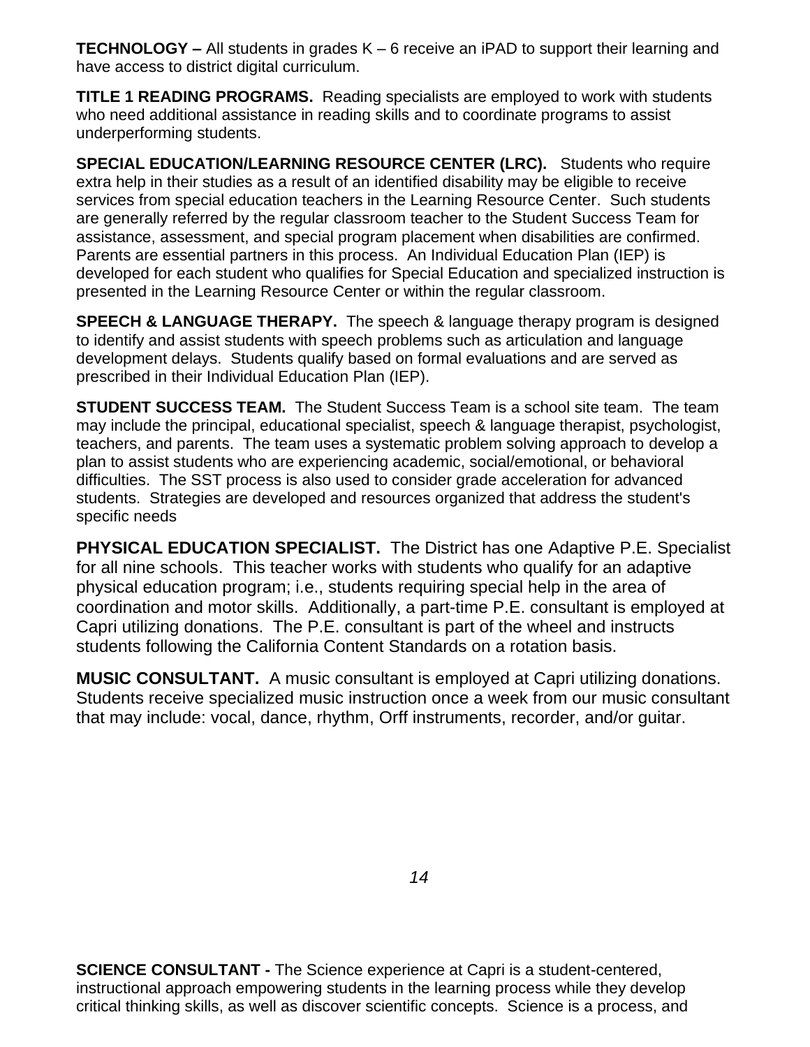**TECHNOLOGY –** All students in grades K – 6 receive an iPAD to support their learning and have access to district digital curriculum.

**TITLE 1 READING PROGRAMS.** Reading specialists are employed to work with students who need additional assistance in reading skills and to coordinate programs to assist underperforming students.

**SPECIAL EDUCATION/LEARNING RESOURCE CENTER (LRC).** Students who require extra help in their studies as a result of an identified disability may be eligible to receive services from special education teachers in the Learning Resource Center. Such students are generally referred by the regular classroom teacher to the Student Success Team for assistance, assessment, and special program placement when disabilities are confirmed. Parents are essential partners in this process. An Individual Education Plan (IEP) is developed for each student who qualifies for Special Education and specialized instruction is presented in the Learning Resource Center or within the regular classroom.

**SPEECH & LANGUAGE THERAPY.** The speech & language therapy program is designed to identify and assist students with speech problems such as articulation and language development delays. Students qualify based on formal evaluations and are served as prescribed in their Individual Education Plan (IEP).

**STUDENT SUCCESS TEAM.** The Student Success Team is a school site team. The team may include the principal, educational specialist, speech & language therapist, psychologist, teachers, and parents. The team uses a systematic problem solving approach to develop a plan to assist students who are experiencing academic, social/emotional, or behavioral difficulties. The SST process is also used to consider grade acceleration for advanced students. Strategies are developed and resources organized that address the student's specific needs

**PHYSICAL EDUCATION SPECIALIST.** The District has one Adaptive P.E. Specialist for all nine schools. This teacher works with students who qualify for an adaptive physical education program; i.e., students requiring special help in the area of coordination and motor skills. Additionally, a part-time P.E. consultant is employed at Capri utilizing donations. The P.E. consultant is part of the wheel and instructs students following the California Content Standards on a rotation basis.

**MUSIC CONSULTANT.** A music consultant is employed at Capri utilizing donations. Students receive specialized music instruction once a week from our music consultant that may include: vocal, dance, rhythm, Orff instruments, recorder, and/or guitar.

**SCIENCE CONSULTANT -** The Science experience at Capri is a student-centered, instructional approach empowering students in the learning process while they develop critical thinking skills, as well as discover scientific concepts. Science is a process, and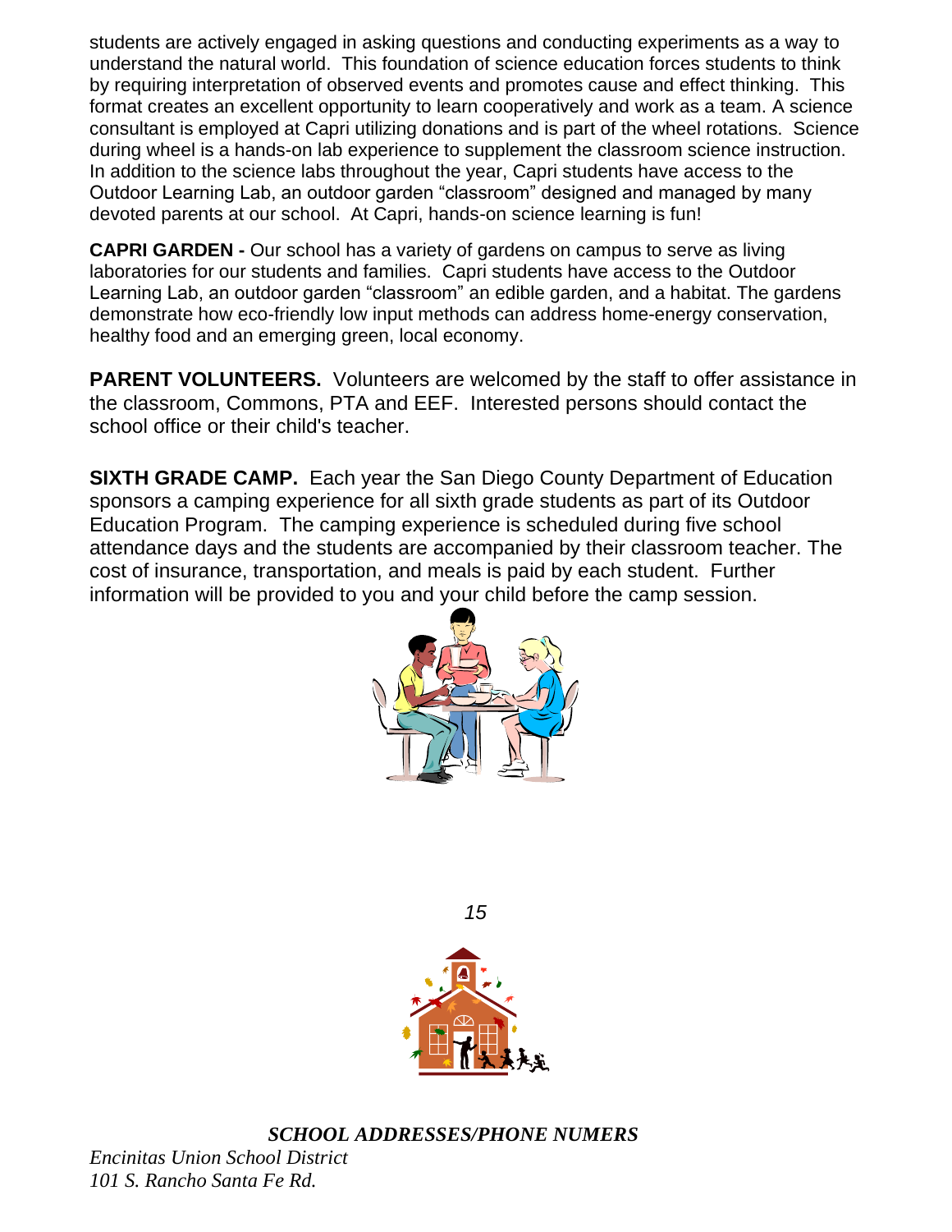students are actively engaged in asking questions and conducting experiments as a way to understand the natural world. This foundation of science education forces students to think by requiring interpretation of observed events and promotes cause and effect thinking. This format creates an excellent opportunity to learn cooperatively and work as a team. A science consultant is employed at Capri utilizing donations and is part of the wheel rotations. Science during wheel is a hands-on lab experience to supplement the classroom science instruction. In addition to the science labs throughout the year, Capri students have access to the Outdoor Learning Lab, an outdoor garden "classroom" designed and managed by many devoted parents at our school. At Capri, hands-on science learning is fun!

**CAPRI GARDEN -** Our school has a variety of gardens on campus to serve as living laboratories for our students and families. Capri students have access to the Outdoor Learning Lab, an outdoor garden "classroom" an edible garden, and a habitat. The gardens demonstrate how eco-friendly low input methods can address home-energy conservation, healthy food and an emerging green, local economy.

**PARENT VOLUNTEERS.** Volunteers are welcomed by the staff to offer assistance in the classroom, Commons, PTA and EEF. Interested persons should contact the school office or their child's teacher.

**SIXTH GRADE CAMP.** Each year the San Diego County Department of Education sponsors a camping experience for all sixth grade students as part of its Outdoor Education Program. The camping experience is scheduled during five school attendance days and the students are accompanied by their classroom teacher. The cost of insurance, transportation, and meals is paid by each student. Further information will be provided to you and your child before the camp session.

***SCHOOL ADDRESSES/PHONE NUMERS***

*Encinitas Union School District*
*101 S. Rancho Santa Fe Rd.*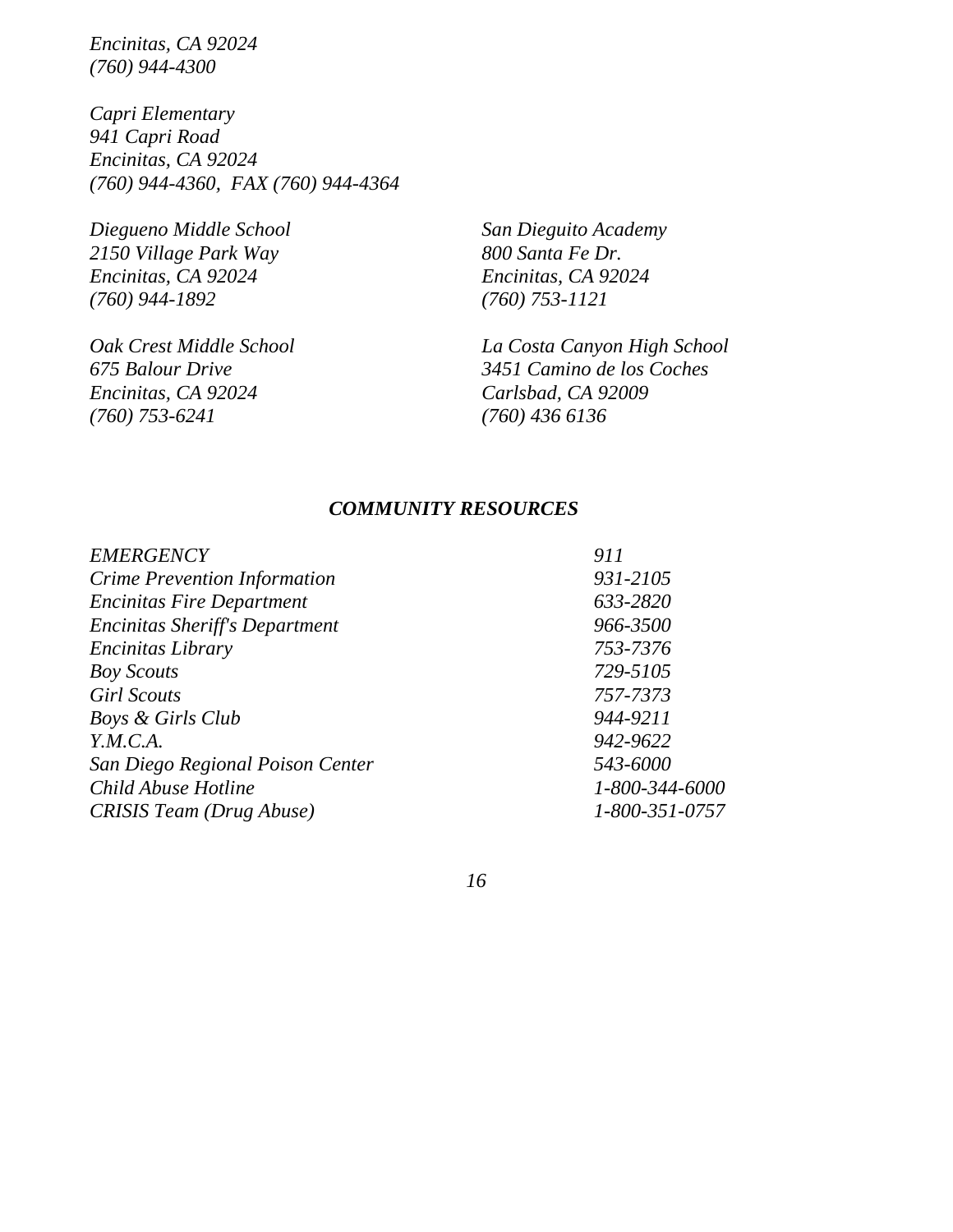*Encinitas, CA 92024*
*(760) 944-4300*

*Capri Elementary*
*941 Capri Road*
*Encinitas, CA 92024*
*(760) 944-4360, FAX (760) 944-4364*

*Diegueno Middle School*
*2150 Village Park Way*
*Encinitas, CA 92024*
*(760) 944-1892*

*Oak Crest Middle School*
*675 Balour Drive*
*Encinitas, CA 92024*
*(760) 753-6241*

*San Dieguito Academy*
*800 Santa Fe Dr.*
*Encinitas, CA 92024*
*(760) 753-1121*

*La Costa Canyon High School*
*3451 Camino de los Coches*
*Carlsbad, CA 92009*
*(760) 436 6136*

## *COMMUNITY RESOURCES*

| | |
|---|---|
| *EMERGENCY* | *911* |
| *Crime Prevention Information* | *931-2105* |
| *Encinitas Fire Department* | *633-2820* |
| *Encinitas Sheriff's Department* | *966-3500* |
| *Encinitas Library* | *753-7376* |
| *Boy Scouts* | *729-5105* |
| *Girl Scouts* | *757-7373* |
| *Boys & Girls Club* | *944-9211* |
| *Y.M.C.A.* | *942-9622* |
| *San Diego Regional Poison Center* | *543-6000* |
| *Child Abuse Hotline* | *1-800-344-6000* |
| *CRISIS Team (Drug Abuse)* | *1-800-351-0757* |